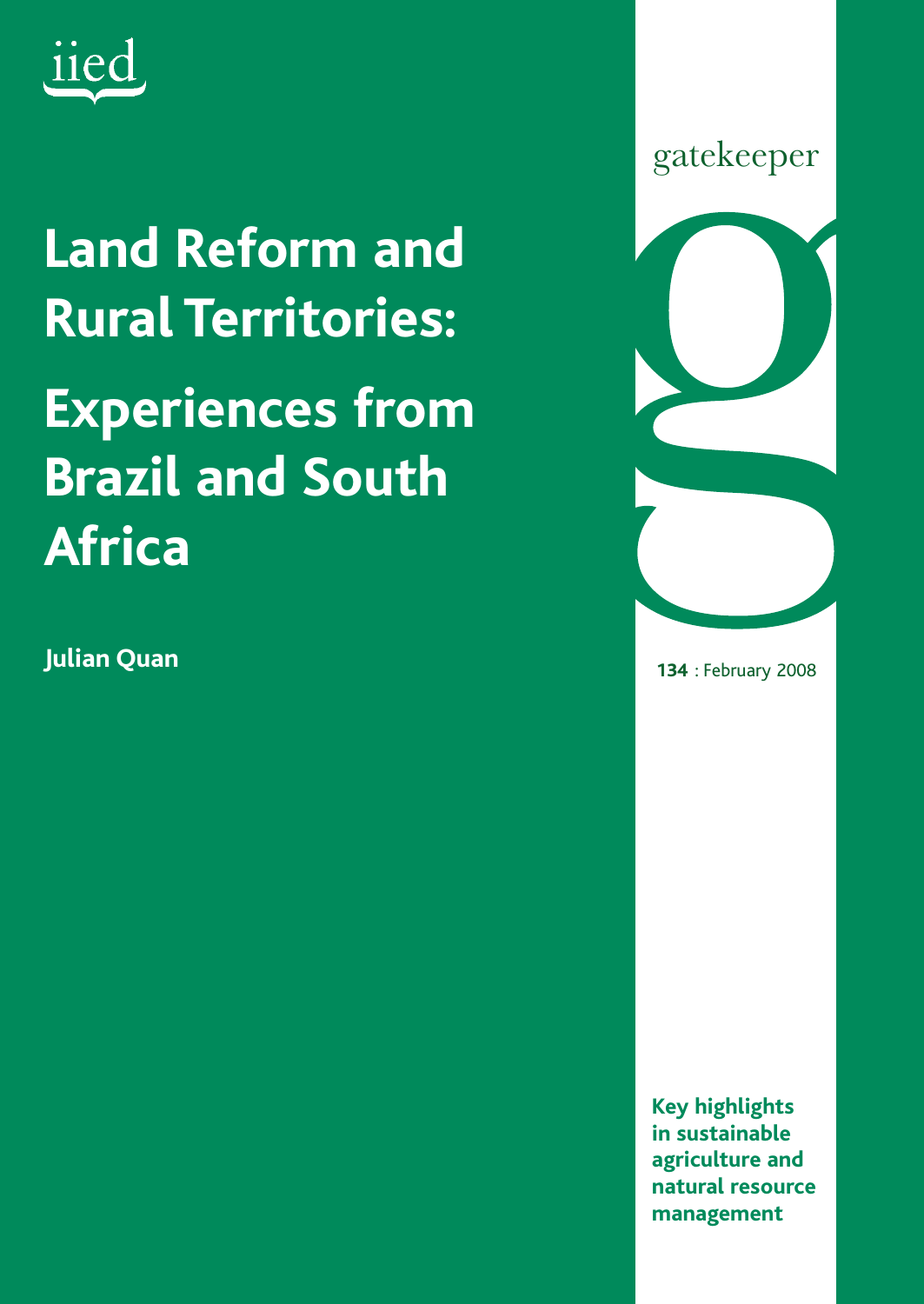iied

# Land Reform and Rural Territories: Experiences from Brazil and South Africa

**Julian Quan**

gatekeeper

**134** : February 2008

**Key highlights in sustainable agriculture and natural resource management**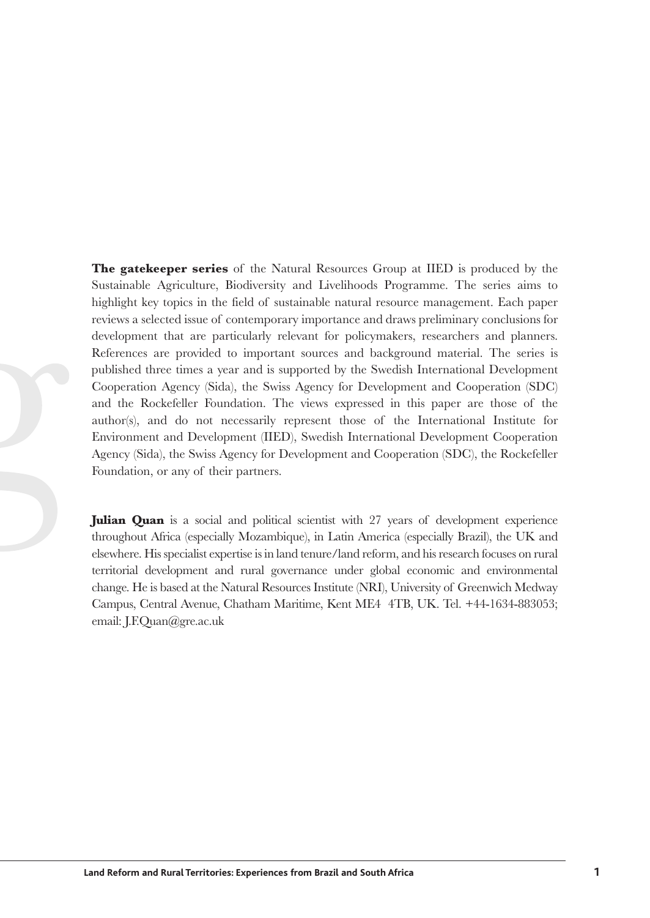**The gatekeeper series** of the Natural Resources Group at IIED is produced by the Sustainable Agriculture, Biodiversity and Livelihoods Programme. The series aims to highlight key topics in the field of sustainable natural resource management. Each paper reviews a selected issue of contemporary importance and draws preliminary conclusions for development that are particularly relevant for policymakers, researchers and planners. References are provided to important sources and background material. The series is published three times a year and is supported by the Swedish International Development Cooperation Agency (Sida), the Swiss Agency for Development and Cooperation (SDC) and the Rockefeller Foundation. The views expressed in this paper are those of the author(s), and do not necessarily represent those of the International Institute for Environment and Development (IIED), Swedish International Development Cooperation Agency (Sida), the Swiss Agency for Development and Cooperation (SDC), the Rockefeller Foundation, or any of their partners.

**Julian Quan** is a social and political scientist with 27 years of development experience throughout Africa (especially Mozambique), in Latin America (especially Brazil), the UK and elsewhere. His specialist expertise is in land tenure/land reform, and his research focuses on rural territorial development and rural governance under global economic and environmental change. He is based at the Natural Resources Institute (NRI), University of Greenwich Medway Campus, Central Avenue, Chatham Maritime, Kent ME4 4TB, UK. Tel. +44-1634-883053; email: J.F.Quan@gre.ac.uk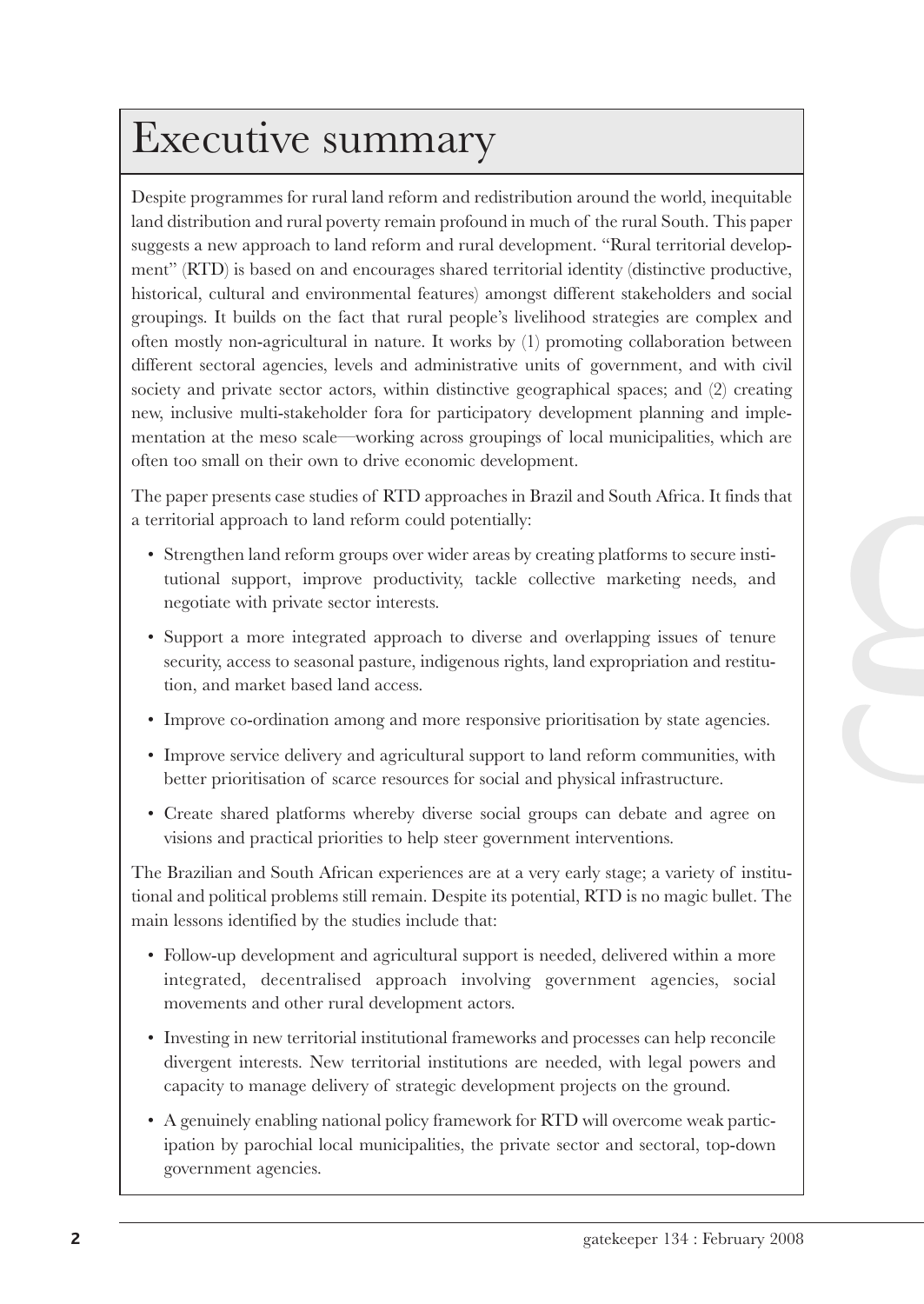# Executive summary

Despite programmes for rural land reform and redistribution around the world, inequitable land distribution and rural poverty remain profound in much of the rural South. This paper suggests a new approach to land reform and rural development. "Rural territorial development" (RTD) is based on and encourages shared territorial identity (distinctive productive, historical, cultural and environmental features) amongst different stakeholders and social groupings. It builds on the fact that rural people's livelihood strategies are complex and often mostly non-agricultural in nature. It works by (1) promoting collaboration between different sectoral agencies, levels and administrative units of government, and with civil society and private sector actors, within distinctive geographical spaces; and (2) creating new, inclusive multi-stakeholder fora for participatory development planning and implementation at the meso scale—working across groupings of local municipalities, which are often too small on their own to drive economic development.

The paper presents case studies of RTD approaches in Brazil and South Africa. It finds that a territorial approach to land reform could potentially:

- Strengthen land reform groups over wider areas by creating platforms to secure institutional support, improve productivity, tackle collective marketing needs, and negotiate with private sector interests.
- Support a more integrated approach to diverse and overlapping issues of tenure security, access to seasonal pasture, indigenous rights, land expropriation and restitution, and market based land access.
- Improve co-ordination among and more responsive prioritisation by state agencies.
- Improve service delivery and agricultural support to land reform communities, with better prioritisation of scarce resources for social and physical infrastructure.
- Create shared platforms whereby diverse social groups can debate and agree on visions and practical priorities to help steer government interventions.

The Brazilian and South African experiences are at a very early stage; a variety of institutional and political problems still remain. Despite its potential, RTD is no magic bullet. The main lessons identified by the studies include that:

- Follow-up development and agricultural support is needed, delivered within a more integrated, decentralised approach involving government agencies, social movements and other rural development actors.
- Investing in new territorial institutional frameworks and processes can help reconcile divergent interests. New territorial institutions are needed, with legal powers and capacity to manage delivery of strategic development projects on the ground.
- A genuinely enabling national policy framework for RTD will overcome weak participation by parochial local municipalities, the private sector and sectoral, top-down government agencies.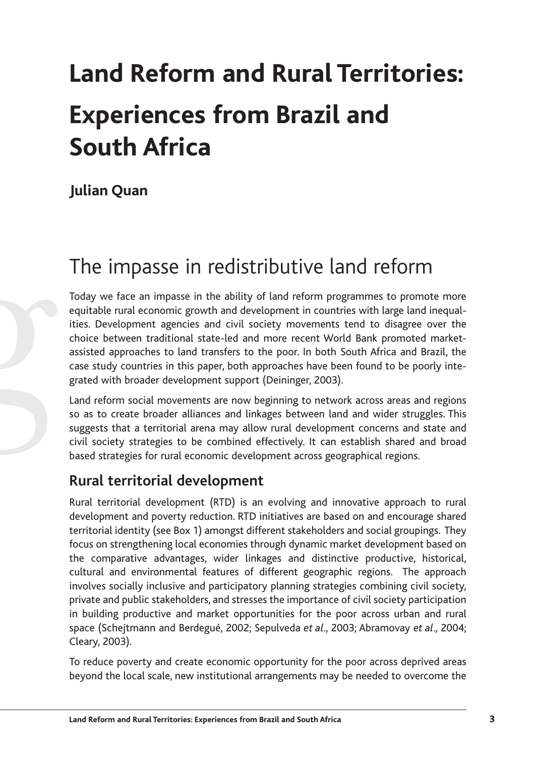# Land Reform and Rural Territories: Experiences from Brazil and South Africa

**Julian Quan**

## The impasse in redistributive land reform

Today we face an impasse in the ability of land reform programmes to promote more equitable rural economic growth and development in countries with large land inequalities. Development agencies and civil society movements tend to disagree over the choice between traditional state-led and more recent World Bank promoted market-assisted approaches to land transfers to the poor. In both South Africa and Brazil, the case study countries in this paper, both approaches have been found to be poorly integrated with broader development support (Deininger, 2003).

Land reform social movements are now beginning to network across areas and regions so as to create broader alliances and linkages between land and wider struggles. This suggests that a territorial arena may allow rural development concerns and state and civil society strategies to be combined effectively. It can establish shared and broad based strategies for rural economic development across geographical regions.

### Rural territorial development

Rural territorial development (RTD) is an evolving and innovative approach to rural development and poverty reduction. RTD initiatives are based on and encourage shared territorial identity (see Box 1) amongst different stakeholders and social groupings. They focus on strengthening local economies through dynamic market development based on the comparative advantages, wider linkages and distinctive productive, historical, cultural and environmental features of different geographic regions. The approach involves socially inclusive and participatory planning strategies combining civil society, private and public stakeholders, and stresses the importance of civil society participation in building productive and market opportunities for the poor across urban and rural space (Schejtmann and Berdegué, 2002; Sepulveda *et al*., 2003; Abramovay *et al*., 2004; Cleary, 2003).

To reduce poverty and create economic opportunity for the poor across deprived areas beyond the local scale, new institutional arrangements may be needed to overcome the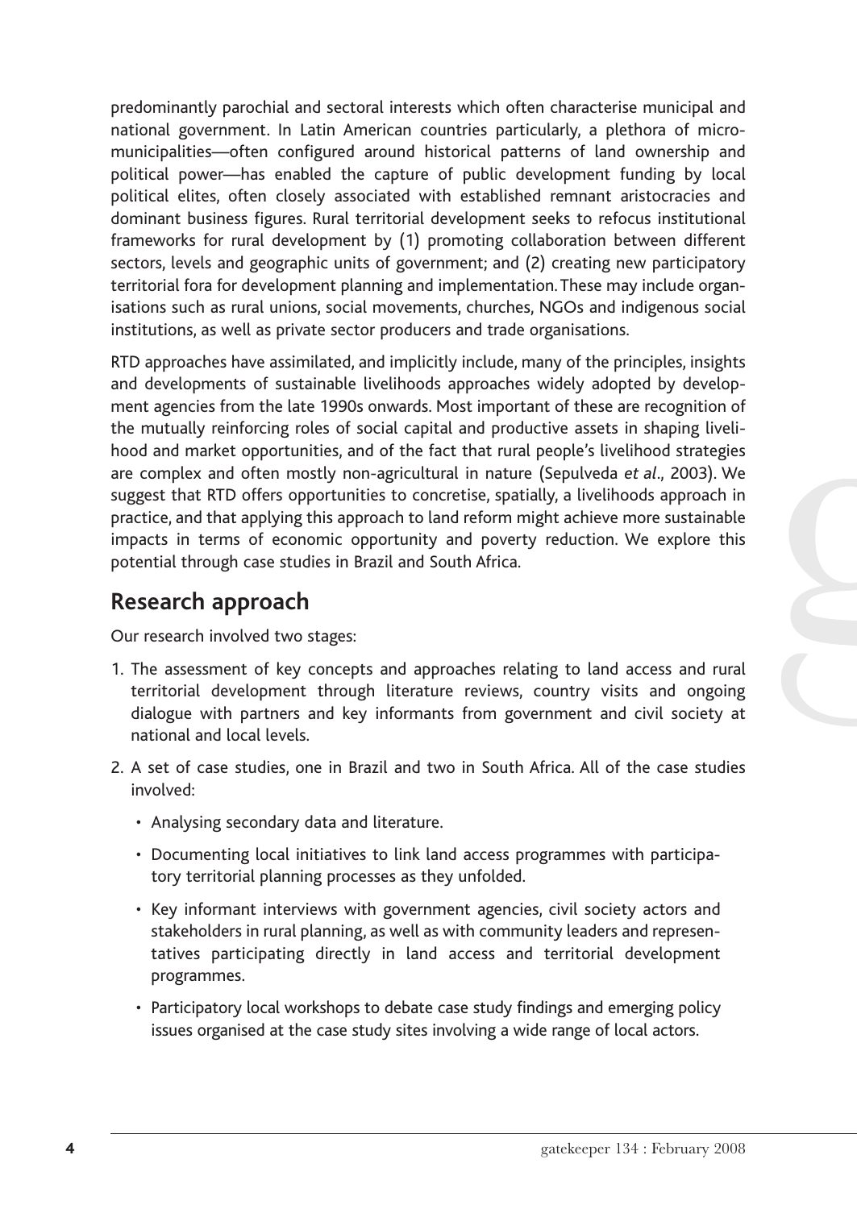predominantly parochial and sectoral interests which often characterise municipal and national government. In Latin American countries particularly, a plethora of micro-municipalities—often configured around historical patterns of land ownership and political power—has enabled the capture of public development funding by local political elites, often closely associated with established remnant aristocracies and dominant business figures. Rural territorial development seeks to refocus institutional frameworks for rural development by (1) promoting collaboration between different sectors, levels and geographic units of government; and (2) creating new participatory territorial fora for development planning and implementation. These may include organisations such as rural unions, social movements, churches, NGOs and indigenous social institutions, as well as private sector producers and trade organisations.

RTD approaches have assimilated, and implicitly include, many of the principles, insights and developments of sustainable livelihoods approaches widely adopted by development agencies from the late 1990s onwards. Most important of these are recognition of the mutually reinforcing roles of social capital and productive assets in shaping livelihood and market opportunities, and of the fact that rural people's livelihood strategies are complex and often mostly non-agricultural in nature (Sepulveda *et al*., 2003). We suggest that RTD offers opportunities to concretise, spatially, a livelihoods approach in practice, and that applying this approach to land reform might achieve more sustainable impacts in terms of economic opportunity and poverty reduction. We explore this potential through case studies in Brazil and South Africa.

## Research approach

Our research involved two stages:

1. The assessment of key concepts and approaches relating to land access and rural territorial development through literature reviews, country visits and ongoing dialogue with partners and key informants from government and civil society at national and local levels.
2. A set of case studies, one in Brazil and two in South Africa. All of the case studies involved:
   - Analysing secondary data and literature.
   - Documenting local initiatives to link land access programmes with participatory territorial planning processes as they unfolded.
   - Key informant interviews with government agencies, civil society actors and stakeholders in rural planning, as well as with community leaders and representatives participating directly in land access and territorial development programmes.
   - Participatory local workshops to debate case study findings and emerging policy issues organised at the case study sites involving a wide range of local actors.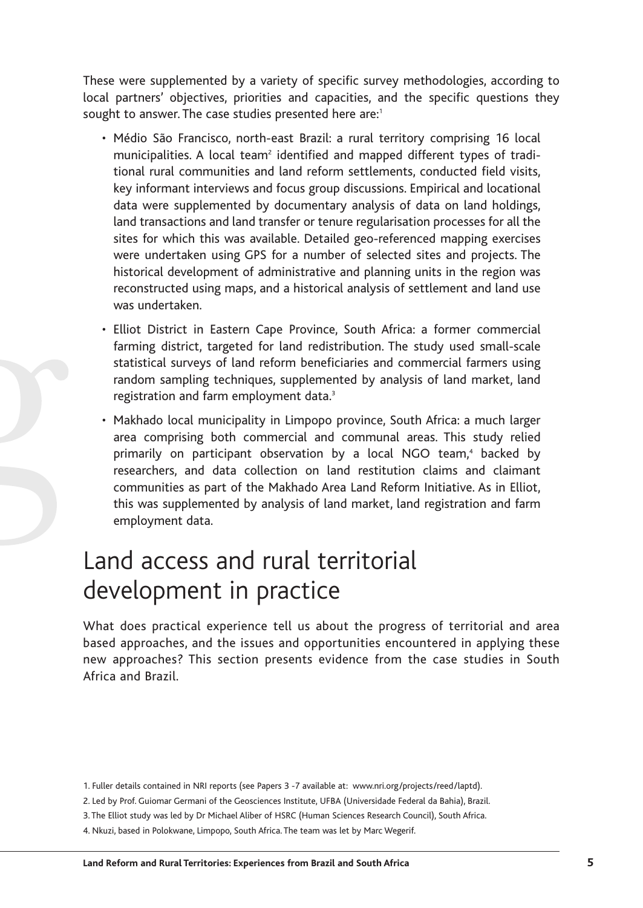These were supplemented by a variety of specific survey methodologies, according to local partners' objectives, priorities and capacities, and the specific questions they sought to answer. The case studies presented here are:[1]

- Médio São Francisco, north-east Brazil: a rural territory comprising 16 local municipalities. A local team[2] identified and mapped different types of traditional rural communities and land reform settlements, conducted field visits, key informant interviews and focus group discussions. Empirical and locational data were supplemented by documentary analysis of data on land holdings, land transactions and land transfer or tenure regularisation processes for all the sites for which this was available. Detailed geo-referenced mapping exercises were undertaken using GPS for a number of selected sites and projects. The historical development of administrative and planning units in the region was reconstructed using maps, and a historical analysis of settlement and land use was undertaken.
- Elliot District in Eastern Cape Province, South Africa: a former commercial farming district, targeted for land redistribution. The study used small-scale statistical surveys of land reform beneficiaries and commercial farmers using random sampling techniques, supplemented by analysis of land market, land registration and farm employment data.[3]
- Makhado local municipality in Limpopo province, South Africa: a much larger area comprising both commercial and communal areas. This study relied primarily on participant observation by a local NGO team,[4] backed by researchers, and data collection on land restitution claims and claimant communities as part of the Makhado Area Land Reform Initiative. As in Elliot, this was supplemented by analysis of land market, land registration and farm employment data.

# Land access and rural territorial development in practice

What does practical experience tell us about the progress of territorial and area based approaches, and the issues and opportunities encountered in applying these new approaches? This section presents evidence from the case studies in South Africa and Brazil.

1. Fuller details contained in NRI reports (see Papers 3 -7 available at: www.nri.org/projects/reed/laptd).
2. Led by Prof. Guiomar Germani of the Geosciences Institute, UFBA (Universidade Federal da Bahia), Brazil.
3. The Elliot study was led by Dr Michael Aliber of HSRC (Human Sciences Research Council), South Africa.
4. Nkuzi, based in Polokwane, Limpopo, South Africa. The team was let by Marc Wegerif.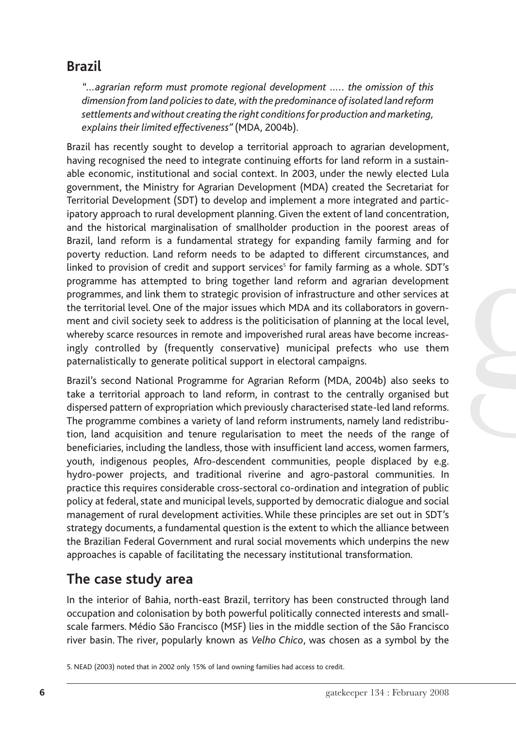## Brazil

*"...agrarian reform must promote regional development ..... the omission of this dimension from land policies to date, with the predominance of isolated land reform settlements and without creating the right conditions for production and marketing, explains their limited effectiveness"* (MDA, 2004b).

Brazil has recently sought to develop a territorial approach to agrarian development, having recognised the need to integrate continuing efforts for land reform in a sustainable economic, institutional and social context. In 2003, under the newly elected Lula government, the Ministry for Agrarian Development (MDA) created the Secretariat for Territorial Development (SDT) to develop and implement a more integrated and participatory approach to rural development planning. Given the extent of land concentration, and the historical marginalisation of smallholder production in the poorest areas of Brazil, land reform is a fundamental strategy for expanding family farming and for poverty reduction. Land reform needs to be adapted to different circumstances, and linked to provision of credit and support services[5] for family farming as a whole. SDT's programme has attempted to bring together land reform and agrarian development programmes, and link them to strategic provision of infrastructure and other services at the territorial level. One of the major issues which MDA and its collaborators in government and civil society seek to address is the politicisation of planning at the local level, whereby scarce resources in remote and impoverished rural areas have become increasingly controlled by (frequently conservative) municipal prefects who use them paternalistically to generate political support in electoral campaigns.

Brazil's second National Programme for Agrarian Reform (MDA, 2004b) also seeks to take a territorial approach to land reform, in contrast to the centrally organised but dispersed pattern of expropriation which previously characterised state-led land reforms. The programme combines a variety of land reform instruments, namely land redistribution, land acquisition and tenure regularisation to meet the needs of the range of beneficiaries, including the landless, those with insufficient land access, women farmers, youth, indigenous peoples, Afro-descendent communities, people displaced by e.g. hydro-power projects, and traditional riverine and agro-pastoral communities. In practice this requires considerable cross-sectoral co-ordination and integration of public policy at federal, state and municipal levels, supported by democratic dialogue and social management of rural development activities. While these principles are set out in SDT's strategy documents, a fundamental question is the extent to which the alliance between the Brazilian Federal Government and rural social movements which underpins the new approaches is capable of facilitating the necessary institutional transformation.

## The case study area

In the interior of Bahia, north-east Brazil, territory has been constructed through land occupation and colonisation by both powerful politically connected interests and small-scale farmers. Médio São Francisco (MSF) lies in the middle section of the São Francisco river basin. The river, popularly known as *Velho Chico*, was chosen as a symbol by the

5. NEAD (2003) noted that in 2002 only 15% of land owning families had access to credit.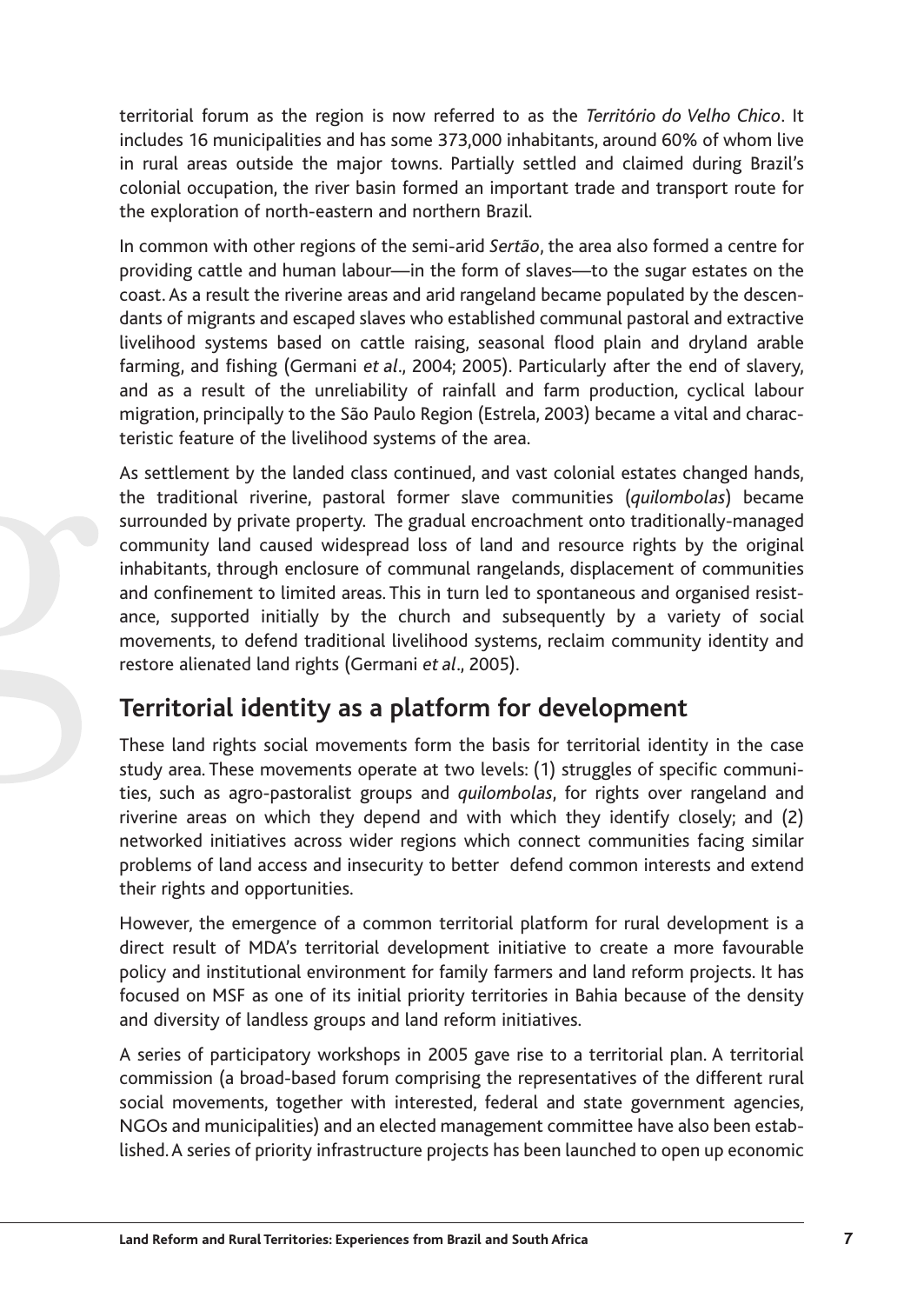territorial forum as the region is now referred to as the *Território do Velho Chico*. It includes 16 municipalities and has some 373,000 inhabitants, around 60% of whom live in rural areas outside the major towns. Partially settled and claimed during Brazil's colonial occupation, the river basin formed an important trade and transport route for the exploration of north-eastern and northern Brazil.

In common with other regions of the semi-arid *Sertão*, the area also formed a centre for providing cattle and human labour—in the form of slaves—to the sugar estates on the coast. As a result the riverine areas and arid rangeland became populated by the descendants of migrants and escaped slaves who established communal pastoral and extractive livelihood systems based on cattle raising, seasonal flood plain and dryland arable farming, and fishing (Germani *et al*., 2004; 2005). Particularly after the end of slavery, and as a result of the unreliability of rainfall and farm production, cyclical labour migration, principally to the São Paulo Region (Estrela, 2003) became a vital and characteristic feature of the livelihood systems of the area.

As settlement by the landed class continued, and vast colonial estates changed hands, the traditional riverine, pastoral former slave communities (*quilombolas*) became surrounded by private property. The gradual encroachment onto traditionally-managed community land caused widespread loss of land and resource rights by the original inhabitants, through enclosure of communal rangelands, displacement of communities and confinement to limited areas. This in turn led to spontaneous and organised resistance, supported initially by the church and subsequently by a variety of social movements, to defend traditional livelihood systems, reclaim community identity and restore alienated land rights (Germani *et al*., 2005).

## Territorial identity as a platform for development

These land rights social movements form the basis for territorial identity in the case study area. These movements operate at two levels: (1) struggles of specific communities, such as agro-pastoralist groups and *quilombolas*, for rights over rangeland and riverine areas on which they depend and with which they identify closely; and (2) networked initiatives across wider regions which connect communities facing similar problems of land access and insecurity to better defend common interests and extend their rights and opportunities.

However, the emergence of a common territorial platform for rural development is a direct result of MDA's territorial development initiative to create a more favourable policy and institutional environment for family farmers and land reform projects. It has focused on MSF as one of its initial priority territories in Bahia because of the density and diversity of landless groups and land reform initiatives.

A series of participatory workshops in 2005 gave rise to a territorial plan. A territorial commission (a broad-based forum comprising the representatives of the different rural social movements, together with interested, federal and state government agencies, NGOs and municipalities) and an elected management committee have also been established. A series of priority infrastructure projects has been launched to open up economic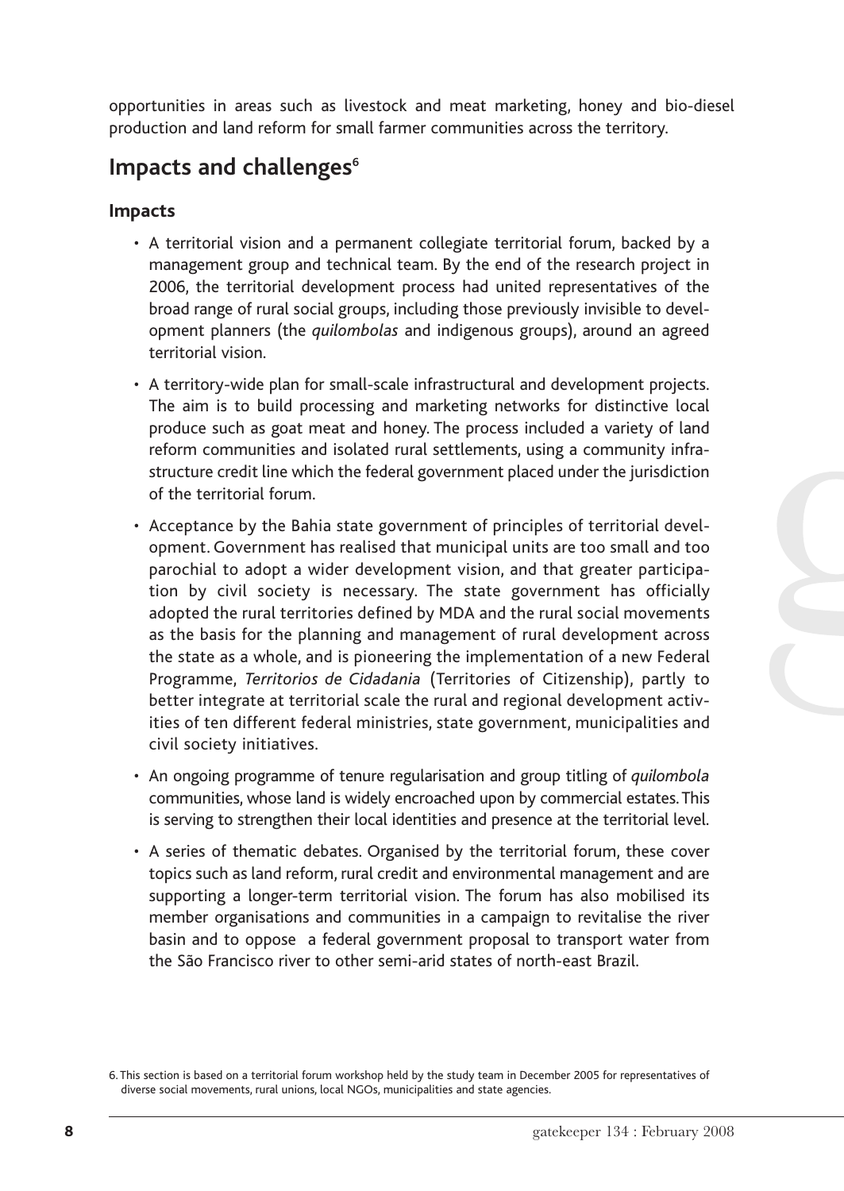opportunities in areas such as livestock and meat marketing, honey and bio-diesel production and land reform for small farmer communities across the territory.

## Impacts and challenges[6]

### Impacts

- A territorial vision and a permanent collegiate territorial forum, backed by a management group and technical team. By the end of the research project in 2006, the territorial development process had united representatives of the broad range of rural social groups, including those previously invisible to development planners (the *quilombolas* and indigenous groups), around an agreed territorial vision.
- A territory-wide plan for small-scale infrastructural and development projects. The aim is to build processing and marketing networks for distinctive local produce such as goat meat and honey. The process included a variety of land reform communities and isolated rural settlements, using a community infrastructure credit line which the federal government placed under the jurisdiction of the territorial forum.
- Acceptance by the Bahia state government of principles of territorial development. Government has realised that municipal units are too small and too parochial to adopt a wider development vision, and that greater participation by civil society is necessary. The state government has officially adopted the rural territories defined by MDA and the rural social movements as the basis for the planning and management of rural development across the state as a whole, and is pioneering the implementation of a new Federal Programme, *Territorios de Cidadania* (Territories of Citizenship), partly to better integrate at territorial scale the rural and regional development activities of ten different federal ministries, state government, municipalities and civil society initiatives.
- An ongoing programme of tenure regularisation and group titling of *quilombola* communities, whose land is widely encroached upon by commercial estates. This is serving to strengthen their local identities and presence at the territorial level.
- A series of thematic debates. Organised by the territorial forum, these cover topics such as land reform, rural credit and environmental management and are supporting a longer-term territorial vision. The forum has also mobilised its member organisations and communities in a campaign to revitalise the river basin and to oppose a federal government proposal to transport water from the São Francisco river to other semi-arid states of north-east Brazil.

6. This section is based on a territorial forum workshop held by the study team in December 2005 for representatives of diverse social movements, rural unions, local NGOs, municipalities and state agencies.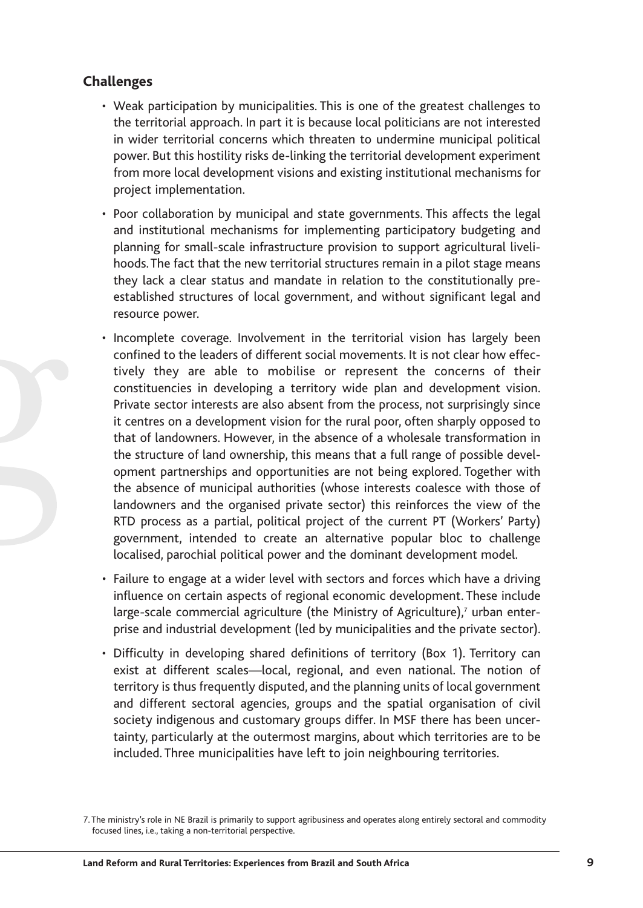### Challenges

- Weak participation by municipalities. This is one of the greatest challenges to the territorial approach. In part it is because local politicians are not interested in wider territorial concerns which threaten to undermine municipal political power. But this hostility risks de-linking the territorial development experiment from more local development visions and existing institutional mechanisms for project implementation.
- Poor collaboration by municipal and state governments. This affects the legal and institutional mechanisms for implementing participatory budgeting and planning for small-scale infrastructure provision to support agricultural livelihoods. The fact that the new territorial structures remain in a pilot stage means they lack a clear status and mandate in relation to the constitutionally pre-established structures of local government, and without significant legal and resource power.
- Incomplete coverage. Involvement in the territorial vision has largely been confined to the leaders of different social movements. It is not clear how effectively they are able to mobilise or represent the concerns of their constituencies in developing a territory wide plan and development vision. Private sector interests are also absent from the process, not surprisingly since it centres on a development vision for the rural poor, often sharply opposed to that of landowners. However, in the absence of a wholesale transformation in the structure of land ownership, this means that a full range of possible development partnerships and opportunities are not being explored. Together with the absence of municipal authorities (whose interests coalesce with those of landowners and the organised private sector) this reinforces the view of the RTD process as a partial, political project of the current PT (Workers' Party) government, intended to create an alternative popular bloc to challenge localised, parochial political power and the dominant development model.
- Failure to engage at a wider level with sectors and forces which have a driving influence on certain aspects of regional economic development. These include large-scale commercial agriculture (the Ministry of Agriculture),[7] urban enterprise and industrial development (led by municipalities and the private sector).
- Difficulty in developing shared definitions of territory (Box 1). Territory can exist at different scales—local, regional, and even national. The notion of territory is thus frequently disputed, and the planning units of local government and different sectoral agencies, groups and the spatial organisation of civil society indigenous and customary groups differ. In MSF there has been uncertainty, particularly at the outermost margins, about which territories are to be included. Three municipalities have left to join neighbouring territories.

7. The ministry's role in NE Brazil is primarily to support agribusiness and operates along entirely sectoral and commodity focused lines, i.e., taking a non-territorial perspective.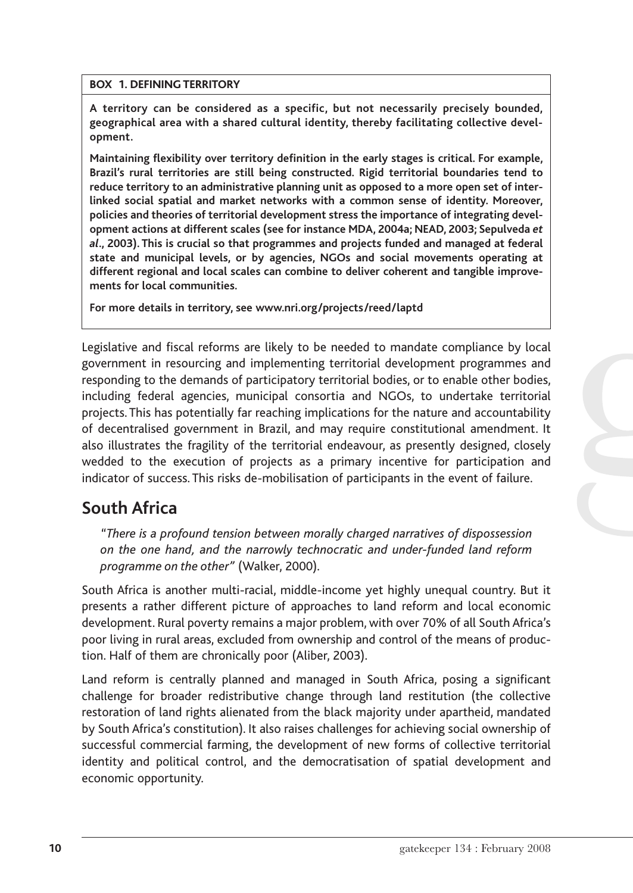**BOX 1. DEFINING TERRITORY**

**A territory can be considered as a specific, but not necessarily precisely bounded, geographical area with a shared cultural identity, thereby facilitating collective development.**

**Maintaining flexibility over territory definition in the early stages is critical. For example, Brazil's rural territories are still being constructed. Rigid territorial boundaries tend to reduce territory to an administrative planning unit as opposed to a more open set of interlinked social spatial and market networks with a common sense of identity. Moreover, policies and theories of territorial development stress the importance of integrating development actions at different scales (see for instance MDA, 2004a; NEAD, 2003; Sepulveda *et al*., 2003). This is crucial so that programmes and projects funded and managed at federal state and municipal levels, or by agencies, NGOs and social movements operating at different regional and local scales can combine to deliver coherent and tangible improvements for local communities.**

**For more details in territory, see www.nri.org/projects/reed/laptd**

Legislative and fiscal reforms are likely to be needed to mandate compliance by local government in resourcing and implementing territorial development programmes and responding to the demands of participatory territorial bodies, or to enable other bodies, including federal agencies, municipal consortia and NGOs, to undertake territorial projects. This has potentially far reaching implications for the nature and accountability of decentralised government in Brazil, and may require constitutional amendment. It also illustrates the fragility of the territorial endeavour, as presently designed, closely wedded to the execution of projects as a primary incentive for participation and indicator of success. This risks de-mobilisation of participants in the event of failure.

## South Africa

> *"There is a profound tension between morally charged narratives of dispossession on the one hand, and the narrowly technocratic and under-funded land reform programme on the other"* (Walker, 2000).

South Africa is another multi-racial, middle-income yet highly unequal country. But it presents a rather different picture of approaches to land reform and local economic development. Rural poverty remains a major problem, with over 70% of all South Africa's poor living in rural areas, excluded from ownership and control of the means of production. Half of them are chronically poor (Aliber, 2003).

Land reform is centrally planned and managed in South Africa, posing a significant challenge for broader redistributive change through land restitution (the collective restoration of land rights alienated from the black majority under apartheid, mandated by South Africa's constitution). It also raises challenges for achieving social ownership of successful commercial farming, the development of new forms of collective territorial identity and political control, and the democratisation of spatial development and economic opportunity.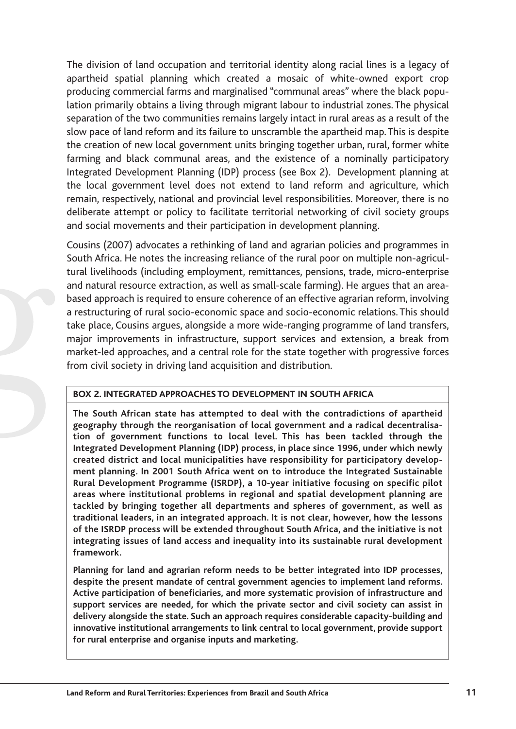The division of land occupation and territorial identity along racial lines is a legacy of apartheid spatial planning which created a mosaic of white-owned export crop producing commercial farms and marginalised "communal areas" where the black population primarily obtains a living through migrant labour to industrial zones. The physical separation of the two communities remains largely intact in rural areas as a result of the slow pace of land reform and its failure to unscramble the apartheid map. This is despite the creation of new local government units bringing together urban, rural, former white farming and black communal areas, and the existence of a nominally participatory Integrated Development Planning (IDP) process (see Box 2). Development planning at the local government level does not extend to land reform and agriculture, which remain, respectively, national and provincial level responsibilities. Moreover, there is no deliberate attempt or policy to facilitate territorial networking of civil society groups and social movements and their participation in development planning.

Cousins (2007) advocates a rethinking of land and agrarian policies and programmes in South Africa. He notes the increasing reliance of the rural poor on multiple non-agricultural livelihoods (including employment, remittances, pensions, trade, micro-enterprise and natural resource extraction, as well as small-scale farming). He argues that an area-based approach is required to ensure coherence of an effective agrarian reform, involving a restructuring of rural socio-economic space and socio-economic relations. This should take place, Cousins argues, alongside a more wide-ranging programme of land transfers, major improvements in infrastructure, support services and extension, a break from market-led approaches, and a central role for the state together with progressive forces from civil society in driving land acquisition and distribution.

**BOX 2. INTEGRATED APPROACHES TO DEVELOPMENT IN SOUTH AFRICA**

**The South African state has attempted to deal with the contradictions of apartheid geography through the reorganisation of local government and a radical decentralisation of government functions to local level. This has been tackled through the Integrated Development Planning (IDP) process, in place since 1996, under which newly created district and local municipalities have responsibility for participatory development planning. In 2001 South Africa went on to introduce the Integrated Sustainable Rural Development Programme (ISRDP), a 10-year initiative focusing on specific pilot areas where institutional problems in regional and spatial development planning are tackled by bringing together all departments and spheres of government, as well as traditional leaders, in an integrated approach. It is not clear, however, how the lessons of the ISRDP process will be extended throughout South Africa, and the initiative is not integrating issues of land access and inequality into its sustainable rural development framework.**

**Planning for land and agrarian reform needs to be better integrated into IDP processes, despite the present mandate of central government agencies to implement land reforms. Active participation of beneficiaries, and more systematic provision of infrastructure and support services are needed, for which the private sector and civil society can assist in delivery alongside the state. Such an approach requires considerable capacity-building and innovative institutional arrangements to link central to local government, provide support for rural enterprise and organise inputs and marketing.**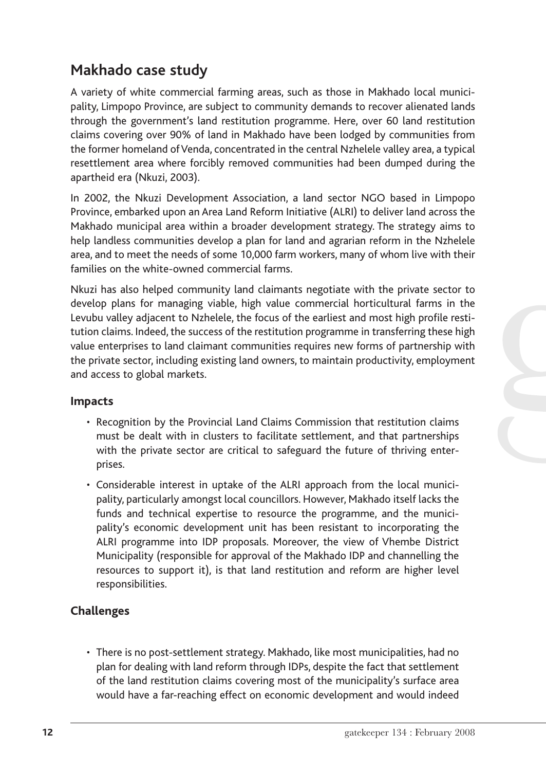## Makhado case study

A variety of white commercial farming areas, such as those in Makhado local municipality, Limpopo Province, are subject to community demands to recover alienated lands through the government's land restitution programme. Here, over 60 land restitution claims covering over 90% of land in Makhado have been lodged by communities from the former homeland of Venda, concentrated in the central Nzhelele valley area, a typical resettlement area where forcibly removed communities had been dumped during the apartheid era (Nkuzi, 2003).

In 2002, the Nkuzi Development Association, a land sector NGO based in Limpopo Province, embarked upon an Area Land Reform Initiative (ALRI) to deliver land across the Makhado municipal area within a broader development strategy. The strategy aims to help landless communities develop a plan for land and agrarian reform in the Nzhelele area, and to meet the needs of some 10,000 farm workers, many of whom live with their families on the white-owned commercial farms.

Nkuzi has also helped community land claimants negotiate with the private sector to develop plans for managing viable, high value commercial horticultural farms in the Levubu valley adjacent to Nzhelele, the focus of the earliest and most high profile restitution claims. Indeed, the success of the restitution programme in transferring these high value enterprises to land claimant communities requires new forms of partnership with the private sector, including existing land owners, to maintain productivity, employment and access to global markets.

### Impacts

- Recognition by the Provincial Land Claims Commission that restitution claims must be dealt with in clusters to facilitate settlement, and that partnerships with the private sector are critical to safeguard the future of thriving enterprises.
- Considerable interest in uptake of the ALRI approach from the local municipality, particularly amongst local councillors. However, Makhado itself lacks the funds and technical expertise to resource the programme, and the municipality's economic development unit has been resistant to incorporating the ALRI programme into IDP proposals. Moreover, the view of Vhembe District Municipality (responsible for approval of the Makhado IDP and channelling the resources to support it), is that land restitution and reform are higher level responsibilities.

### Challenges

- There is no post-settlement strategy. Makhado, like most municipalities, had no plan for dealing with land reform through IDPs, despite the fact that settlement of the land restitution claims covering most of the municipality's surface area would have a far-reaching effect on economic development and would indeed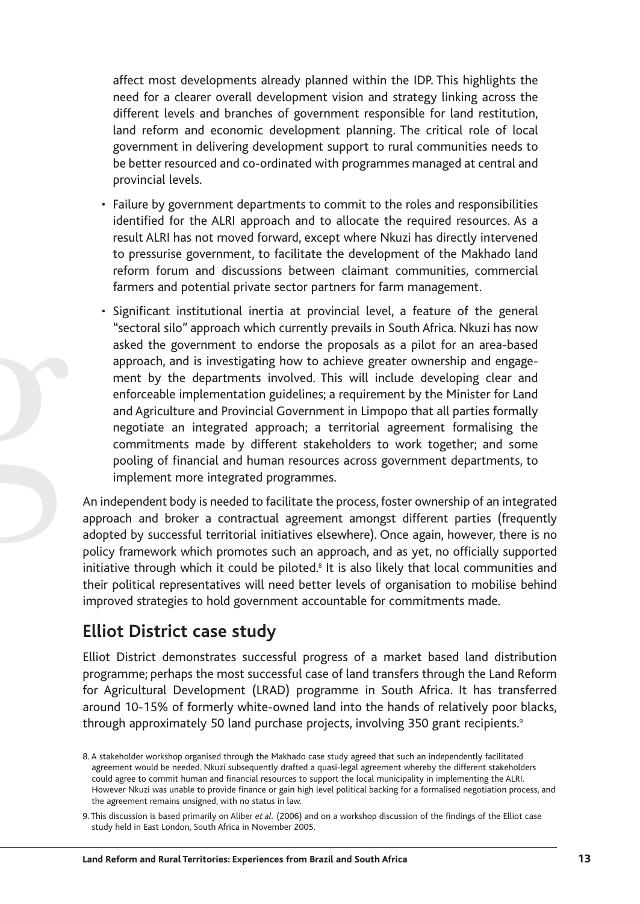affect most developments already planned within the IDP. This highlights the need for a clearer overall development vision and strategy linking across the different levels and branches of government responsible for land restitution, land reform and economic development planning. The critical role of local government in delivering development support to rural communities needs to be better resourced and co-ordinated with programmes managed at central and provincial levels.

- Failure by government departments to commit to the roles and responsibilities identified for the ALRI approach and to allocate the required resources. As a result ALRI has not moved forward, except where Nkuzi has directly intervened to pressurise government, to facilitate the development of the Makhado land reform forum and discussions between claimant communities, commercial farmers and potential private sector partners for farm management.
- Significant institutional inertia at provincial level, a feature of the general "sectoral silo" approach which currently prevails in South Africa. Nkuzi has now asked the government to endorse the proposals as a pilot for an area-based approach, and is investigating how to achieve greater ownership and engagement by the departments involved. This will include developing clear and enforceable implementation guidelines; a requirement by the Minister for Land and Agriculture and Provincial Government in Limpopo that all parties formally negotiate an integrated approach; a territorial agreement formalising the commitments made by different stakeholders to work together; and some pooling of financial and human resources across government departments, to implement more integrated programmes.

An independent body is needed to facilitate the process, foster ownership of an integrated approach and broker a contractual agreement amongst different parties (frequently adopted by successful territorial initiatives elsewhere). Once again, however, there is no policy framework which promotes such an approach, and as yet, no officially supported initiative through which it could be piloted.[8] It is also likely that local communities and their political representatives will need better levels of organisation to mobilise behind improved strategies to hold government accountable for commitments made.

## Elliot District case study

Elliot District demonstrates successful progress of a market based land distribution programme; perhaps the most successful case of land transfers through the Land Reform for Agricultural Development (LRAD) programme in South Africa. It has transferred around 10-15% of formerly white-owned land into the hands of relatively poor blacks, through approximately 50 land purchase projects, involving 350 grant recipients.[9]

8. A stakeholder workshop organised through the Makhado case study agreed that such an independently facilitated agreement would be needed. Nkuzi subsequently drafted a quasi-legal agreement whereby the different stakeholders could agree to commit human and financial resources to support the local municipality in implementing the ALRI. However Nkuzi was unable to provide finance or gain high level political backing for a formalised negotiation process, and the agreement remains unsigned, with no status in law.

9. This discussion is based primarily on Aliber *et al.* (2006) and on a workshop discussion of the findings of the Elliot case study held in East London, South Africa in November 2005.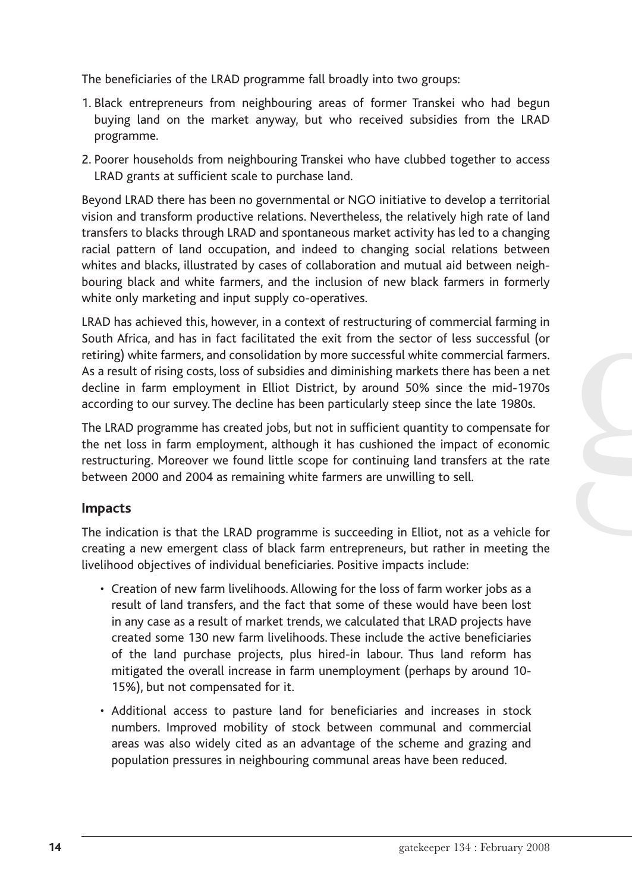The beneficiaries of the LRAD programme fall broadly into two groups:

1. Black entrepreneurs from neighbouring areas of former Transkei who had begun buying land on the market anyway, but who received subsidies from the LRAD programme.
2. Poorer households from neighbouring Transkei who have clubbed together to access LRAD grants at sufficient scale to purchase land.

Beyond LRAD there has been no governmental or NGO initiative to develop a territorial vision and transform productive relations. Nevertheless, the relatively high rate of land transfers to blacks through LRAD and spontaneous market activity has led to a changing racial pattern of land occupation, and indeed to changing social relations between whites and blacks, illustrated by cases of collaboration and mutual aid between neighbouring black and white farmers, and the inclusion of new black farmers in formerly white only marketing and input supply co-operatives.

LRAD has achieved this, however, in a context of restructuring of commercial farming in South Africa, and has in fact facilitated the exit from the sector of less successful (or retiring) white farmers, and consolidation by more successful white commercial farmers. As a result of rising costs, loss of subsidies and diminishing markets there has been a net decline in farm employment in Elliot District, by around 50% since the mid-1970s according to our survey. The decline has been particularly steep since the late 1980s.

The LRAD programme has created jobs, but not in sufficient quantity to compensate for the net loss in farm employment, although it has cushioned the impact of economic restructuring. Moreover we found little scope for continuing land transfers at the rate between 2000 and 2004 as remaining white farmers are unwilling to sell.

## Impacts

The indication is that the LRAD programme is succeeding in Elliot, not as a vehicle for creating a new emergent class of black farm entrepreneurs, but rather in meeting the livelihood objectives of individual beneficiaries. Positive impacts include:

- Creation of new farm livelihoods. Allowing for the loss of farm worker jobs as a result of land transfers, and the fact that some of these would have been lost in any case as a result of market trends, we calculated that LRAD projects have created some 130 new farm livelihoods. These include the active beneficiaries of the land purchase projects, plus hired-in labour. Thus land reform has mitigated the overall increase in farm unemployment (perhaps by around 10-15%), but not compensated for it.
- Additional access to pasture land for beneficiaries and increases in stock numbers. Improved mobility of stock between communal and commercial areas was also widely cited as an advantage of the scheme and grazing and population pressures in neighbouring communal areas have been reduced.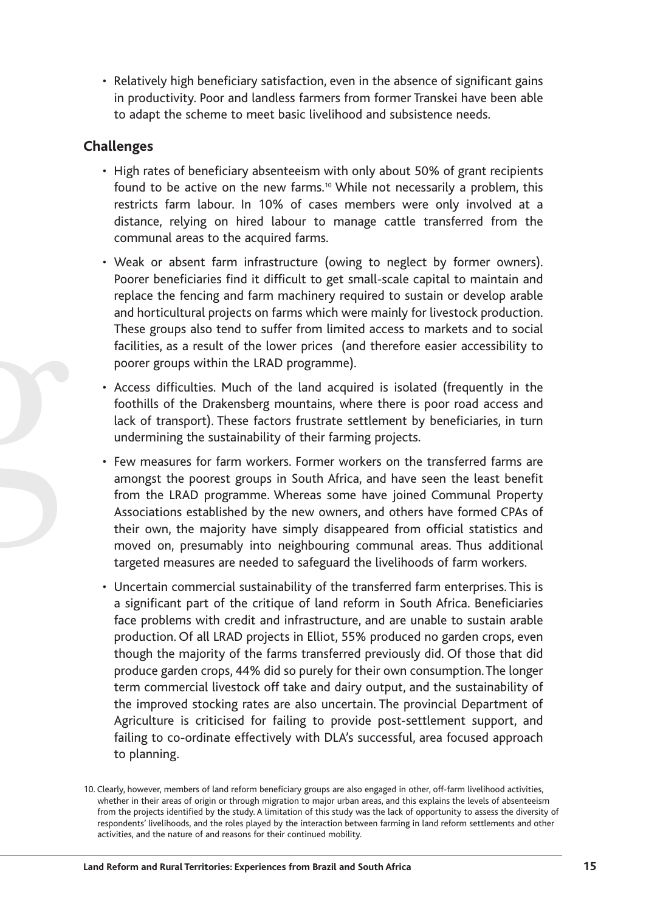- Relatively high beneficiary satisfaction, even in the absence of significant gains in productivity. Poor and landless farmers from former Transkei have been able to adapt the scheme to meet basic livelihood and subsistence needs.

### Challenges

- High rates of beneficiary absenteeism with only about 50% of grant recipients found to be active on the new farms.[10] While not necessarily a problem, this restricts farm labour. In 10% of cases members were only involved at a distance, relying on hired labour to manage cattle transferred from the communal areas to the acquired farms.
- Weak or absent farm infrastructure (owing to neglect by former owners). Poorer beneficiaries find it difficult to get small-scale capital to maintain and replace the fencing and farm machinery required to sustain or develop arable and horticultural projects on farms which were mainly for livestock production. These groups also tend to suffer from limited access to markets and to social facilities, as a result of the lower prices (and therefore easier accessibility to poorer groups within the LRAD programme).
- Access difficulties. Much of the land acquired is isolated (frequently in the foothills of the Drakensberg mountains, where there is poor road access and lack of transport). These factors frustrate settlement by beneficiaries, in turn undermining the sustainability of their farming projects.
- Few measures for farm workers. Former workers on the transferred farms are amongst the poorest groups in South Africa, and have seen the least benefit from the LRAD programme. Whereas some have joined Communal Property Associations established by the new owners, and others have formed CPAs of their own, the majority have simply disappeared from official statistics and moved on, presumably into neighbouring communal areas. Thus additional targeted measures are needed to safeguard the livelihoods of farm workers.
- Uncertain commercial sustainability of the transferred farm enterprises. This is a significant part of the critique of land reform in South Africa. Beneficiaries face problems with credit and infrastructure, and are unable to sustain arable production. Of all LRAD projects in Elliot, 55% produced no garden crops, even though the majority of the farms transferred previously did. Of those that did produce garden crops, 44% did so purely for their own consumption. The longer term commercial livestock off take and dairy output, and the sustainability of the improved stocking rates are also uncertain. The provincial Department of Agriculture is criticised for failing to provide post-settlement support, and failing to co-ordinate effectively with DLA's successful, area focused approach to planning.

10. Clearly, however, members of land reform beneficiary groups are also engaged in other, off-farm livelihood activities, whether in their areas of origin or through migration to major urban areas, and this explains the levels of absenteeism from the projects identified by the study. A limitation of this study was the lack of opportunity to assess the diversity of respondents' livelihoods, and the roles played by the interaction between farming in land reform settlements and other activities, and the nature of and reasons for their continued mobility.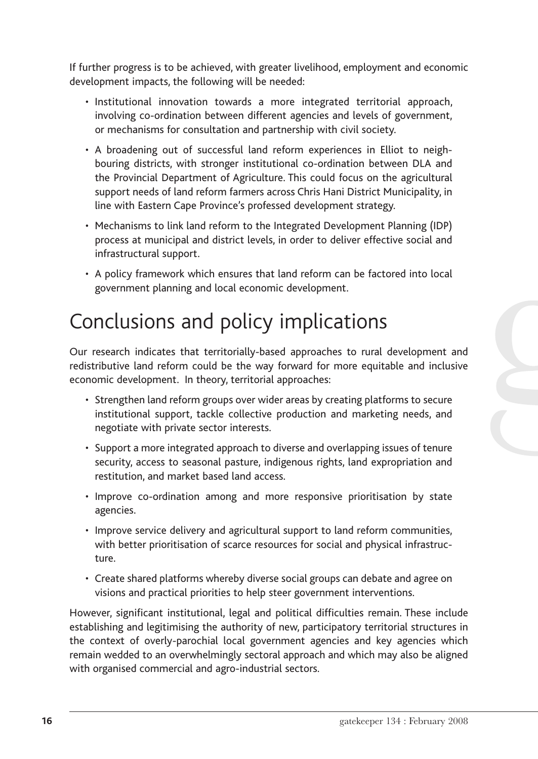If further progress is to be achieved, with greater livelihood, employment and economic development impacts, the following will be needed:

- Institutional innovation towards a more integrated territorial approach, involving co-ordination between different agencies and levels of government, or mechanisms for consultation and partnership with civil society.
- A broadening out of successful land reform experiences in Elliot to neighbouring districts, with stronger institutional co-ordination between DLA and the Provincial Department of Agriculture. This could focus on the agricultural support needs of land reform farmers across Chris Hani District Municipality, in line with Eastern Cape Province's professed development strategy.
- Mechanisms to link land reform to the Integrated Development Planning (IDP) process at municipal and district levels, in order to deliver effective social and infrastructural support.
- A policy framework which ensures that land reform can be factored into local government planning and local economic development.

# Conclusions and policy implications

Our research indicates that territorially-based approaches to rural development and redistributive land reform could be the way forward for more equitable and inclusive economic development. In theory, territorial approaches:

- Strengthen land reform groups over wider areas by creating platforms to secure institutional support, tackle collective production and marketing needs, and negotiate with private sector interests.
- Support a more integrated approach to diverse and overlapping issues of tenure security, access to seasonal pasture, indigenous rights, land expropriation and restitution, and market based land access.
- Improve co-ordination among and more responsive prioritisation by state agencies.
- Improve service delivery and agricultural support to land reform communities, with better prioritisation of scarce resources for social and physical infrastructure.
- Create shared platforms whereby diverse social groups can debate and agree on visions and practical priorities to help steer government interventions.

However, significant institutional, legal and political difficulties remain. These include establishing and legitimising the authority of new, participatory territorial structures in the context of overly-parochial local government agencies and key agencies which remain wedded to an overwhelmingly sectoral approach and which may also be aligned with organised commercial and agro-industrial sectors.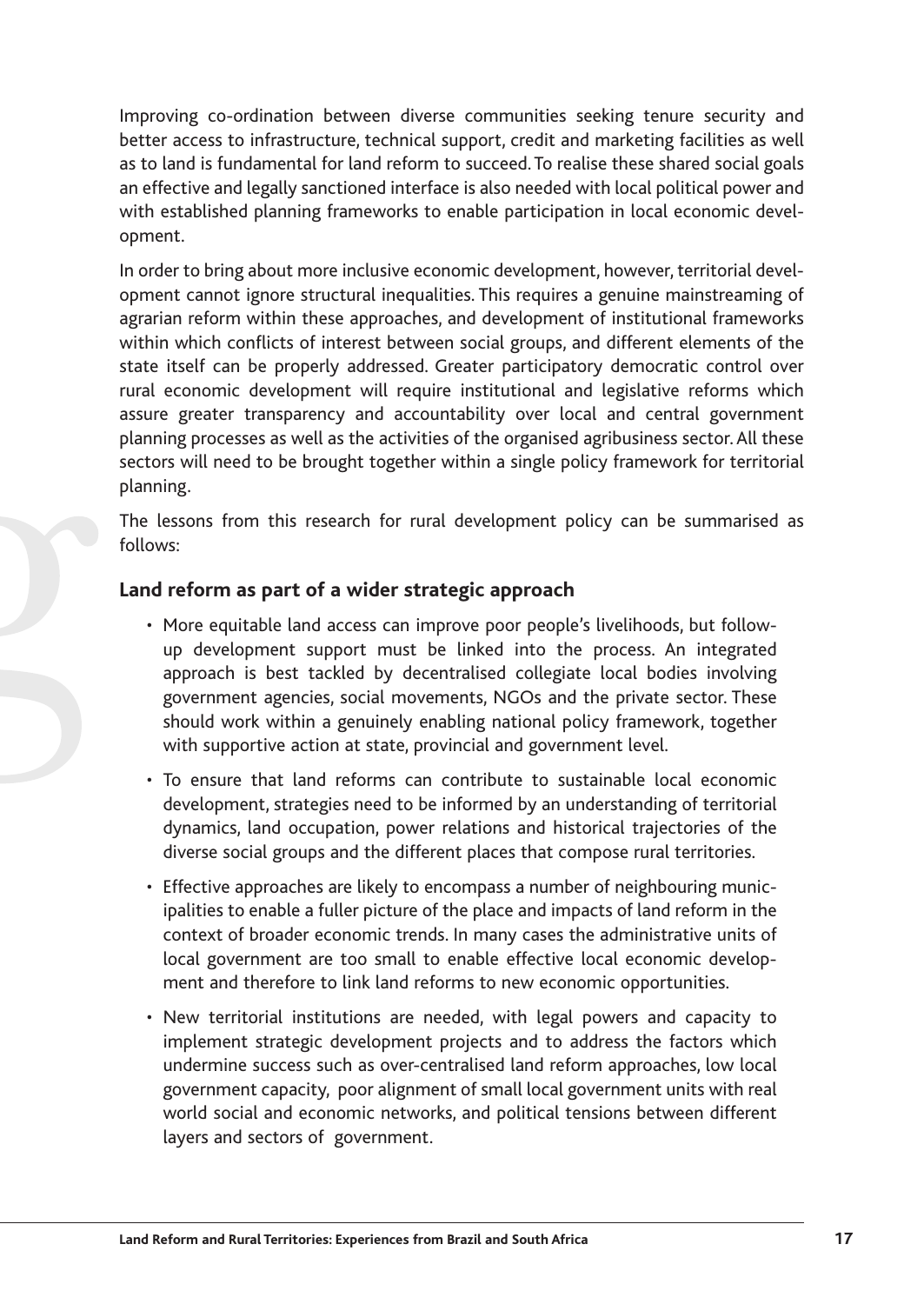Improving co-ordination between diverse communities seeking tenure security and better access to infrastructure, technical support, credit and marketing facilities as well as to land is fundamental for land reform to succeed. To realise these shared social goals an effective and legally sanctioned interface is also needed with local political power and with established planning frameworks to enable participation in local economic development.

In order to bring about more inclusive economic development, however, territorial development cannot ignore structural inequalities. This requires a genuine mainstreaming of agrarian reform within these approaches, and development of institutional frameworks within which conflicts of interest between social groups, and different elements of the state itself can be properly addressed. Greater participatory democratic control over rural economic development will require institutional and legislative reforms which assure greater transparency and accountability over local and central government planning processes as well as the activities of the organised agribusiness sector. All these sectors will need to be brought together within a single policy framework for territorial planning.

The lessons from this research for rural development policy can be summarised as follows:

### Land reform as part of a wider strategic approach

- More equitable land access can improve poor people's livelihoods, but follow-up development support must be linked into the process. An integrated approach is best tackled by decentralised collegiate local bodies involving government agencies, social movements, NGOs and the private sector. These should work within a genuinely enabling national policy framework, together with supportive action at state, provincial and government level.
- To ensure that land reforms can contribute to sustainable local economic development, strategies need to be informed by an understanding of territorial dynamics, land occupation, power relations and historical trajectories of the diverse social groups and the different places that compose rural territories.
- Effective approaches are likely to encompass a number of neighbouring municipalities to enable a fuller picture of the place and impacts of land reform in the context of broader economic trends. In many cases the administrative units of local government are too small to enable effective local economic development and therefore to link land reforms to new economic opportunities.
- New territorial institutions are needed, with legal powers and capacity to implement strategic development projects and to address the factors which undermine success such as over-centralised land reform approaches, low local government capacity, poor alignment of small local government units with real world social and economic networks, and political tensions between different layers and sectors of government.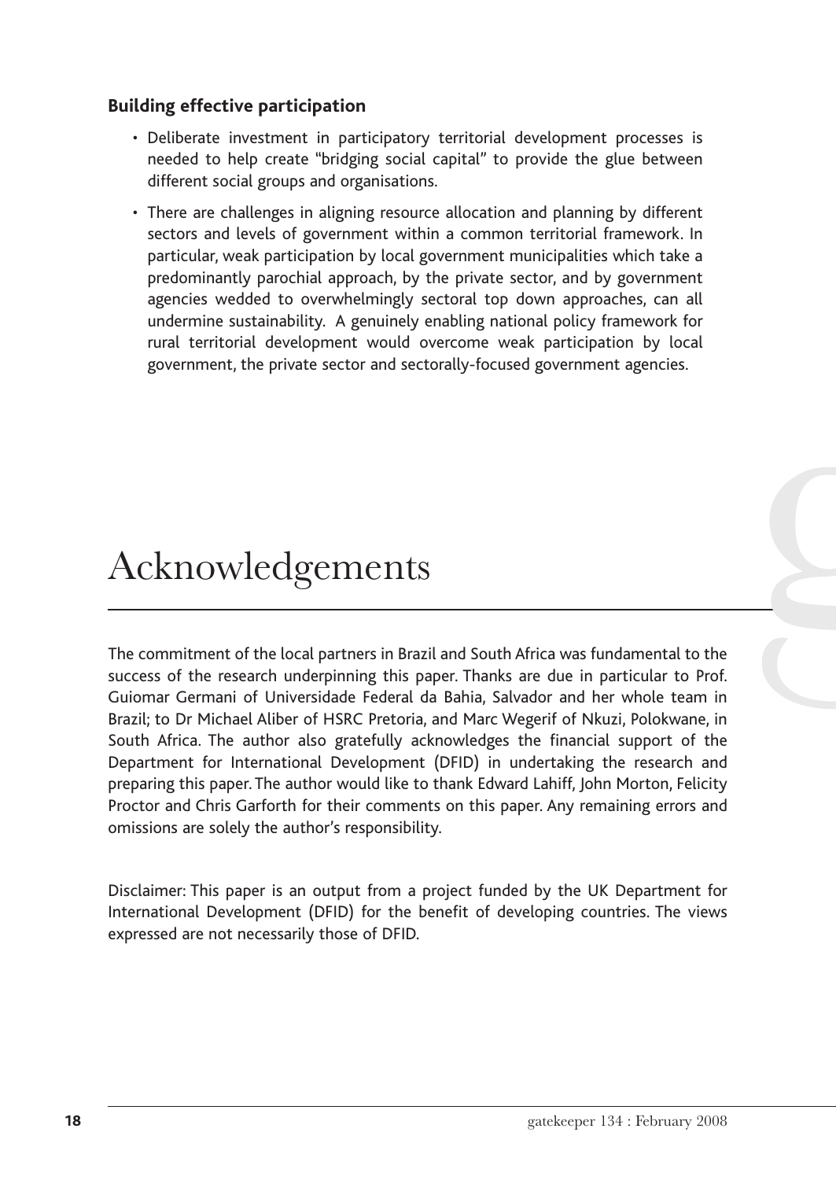### Building effective participation

- Deliberate investment in participatory territorial development processes is needed to help create "bridging social capital" to provide the glue between different social groups and organisations.
- There are challenges in aligning resource allocation and planning by different sectors and levels of government within a common territorial framework. In particular, weak participation by local government municipalities which take a predominantly parochial approach, by the private sector, and by government agencies wedded to overwhelmingly sectoral top down approaches, can all undermine sustainability. A genuinely enabling national policy framework for rural territorial development would overcome weak participation by local government, the private sector and sectorally-focused government agencies.

# Acknowledgements

The commitment of the local partners in Brazil and South Africa was fundamental to the success of the research underpinning this paper. Thanks are due in particular to Prof. Guiomar Germani of Universidade Federal da Bahia, Salvador and her whole team in Brazil; to Dr Michael Aliber of HSRC Pretoria, and Marc Wegerif of Nkuzi, Polokwane, in South Africa. The author also gratefully acknowledges the financial support of the Department for International Development (DFID) in undertaking the research and preparing this paper. The author would like to thank Edward Lahiff, John Morton, Felicity Proctor and Chris Garforth for their comments on this paper. Any remaining errors and omissions are solely the author's responsibility.

Disclaimer: This paper is an output from a project funded by the UK Department for International Development (DFID) for the benefit of developing countries. The views expressed are not necessarily those of DFID.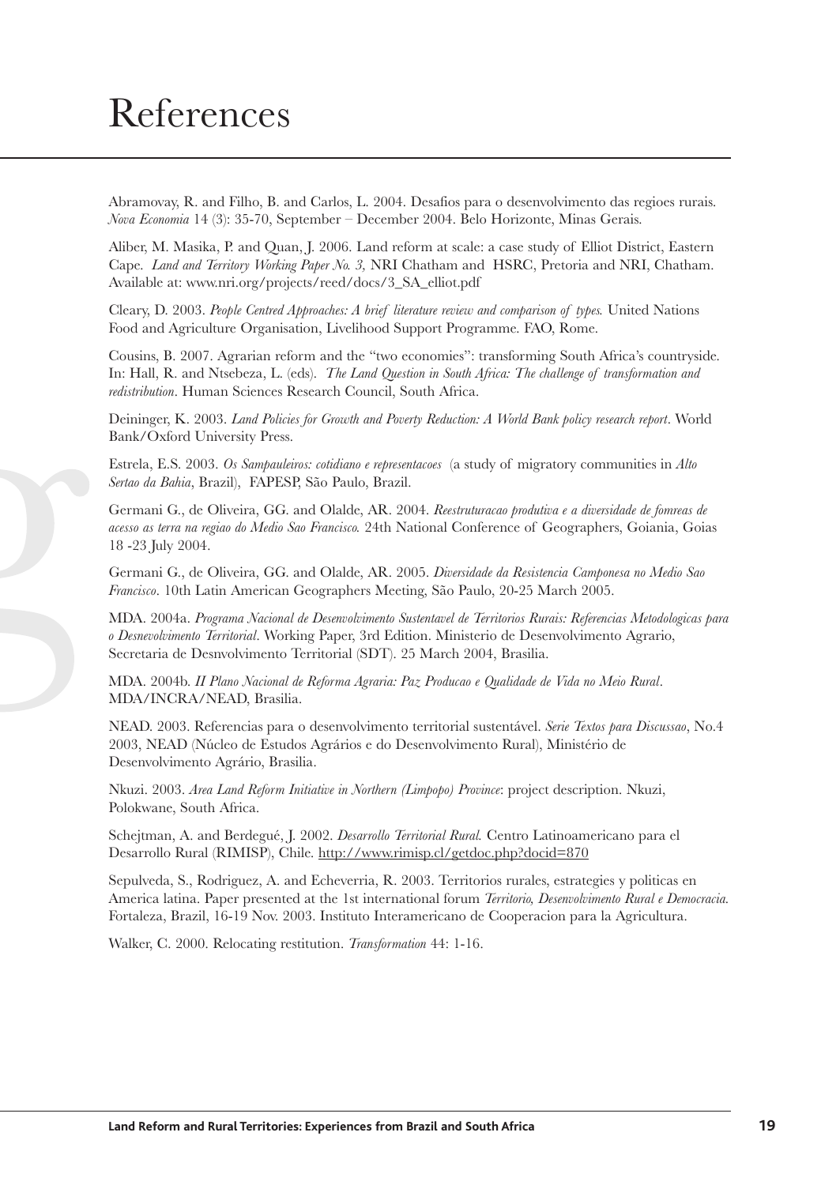# References

Abramovay, R. and Filho, B. and Carlos, L. 2004. Desafios para o desenvolvimento das regioes rurais. *Nova Economia* 14 (3): 35-70, September – December 2004. Belo Horizonte, Minas Gerais.

Aliber, M. Masika, P. and Quan, J. 2006. Land reform at scale: a case study of Elliot District, Eastern Cape. *Land and Territory Working Paper No. 3,* NRI Chatham and HSRC, Pretoria and NRI, Chatham. Available at: www.nri.org/projects/reed/docs/3_SA_elliot.pdf

Cleary, D. 2003. *People Centred Approaches: A brief literature review and comparison of types.* United Nations Food and Agriculture Organisation, Livelihood Support Programme. FAO, Rome.

Cousins, B. 2007. Agrarian reform and the "two economies": transforming South Africa's countryside. In: Hall, R. and Ntsebeza, L. (eds). *The Land Question in South Africa: The challenge of transformation and redistribution*. Human Sciences Research Council, South Africa.

Deininger, K. 2003. *Land Policies for Growth and Poverty Reduction: A World Bank policy research report*. World Bank/Oxford University Press.

Estrela, E.S. 2003. *Os Sampauleiros: cotidiano e representacoes* (a study of migratory communities in *Alto Sertao da Bahia*, Brazil), FAPESP, São Paulo, Brazil.

Germani G., de Oliveira, GG. and Olalde, AR. 2004. *Reestruturacao produtiva e a diversidade de fomreas de acesso as terra na regiao do Medio Sao Francisco.* 24th National Conference of Geographers, Goiania, Goias 18 -23 July 2004.

Germani G., de Oliveira, GG. and Olalde, AR. 2005. *Diversidade da Resistencia Camponesa no Medio Sao Francisco*. 10th Latin American Geographers Meeting, São Paulo, 20-25 March 2005.

MDA. 2004a. *Programa Nacional de Desenvolvimento Sustentavel de Territorios Rurais: Referencias Metodologicas para o Desnevolvimento Territorial*. Working Paper, 3rd Edition. Ministerio de Desenvolvimento Agrario, Secretaria de Desnvolvimento Territorial (SDT). 25 March 2004, Brasilia.

MDA. 2004b. *II Plano Nacional de Reforma Agraria: Paz Producao e Qualidade de Vida no Meio Rural*. MDA/INCRA/NEAD, Brasilia.

NEAD. 2003. Referencias para o desenvolvimento territorial sustentável. *Serie Textos para Discussao*, No.4 2003, NEAD (Núcleo de Estudos Agrários e do Desenvolvimento Rural), Ministério de Desenvolvimento Agrário, Brasilia.

Nkuzi. 2003. *Area Land Reform Initiative in Northern (Limpopo) Province*: project description. Nkuzi, Polokwane, South Africa.

Schejtman, A. and Berdegué, J. 2002. *Desarrollo Territorial Rural.* Centro Latinoamericano para el Desarrollo Rural (RIMISP), Chile. http://www.rimisp.cl/getdoc.php?docid=870

Sepulveda, S., Rodriguez, A. and Echeverria, R. 2003. Territorios rurales, estrategies y politicas en America latina. Paper presented at the 1st international forum *Territorio, Desenvolvimento Rural e Democracia.* Fortaleza, Brazil, 16-19 Nov. 2003. Instituto Interamericano de Cooperacion para la Agricultura.

Walker, C. 2000. Relocating restitution. *Transformation* 44: 1-16.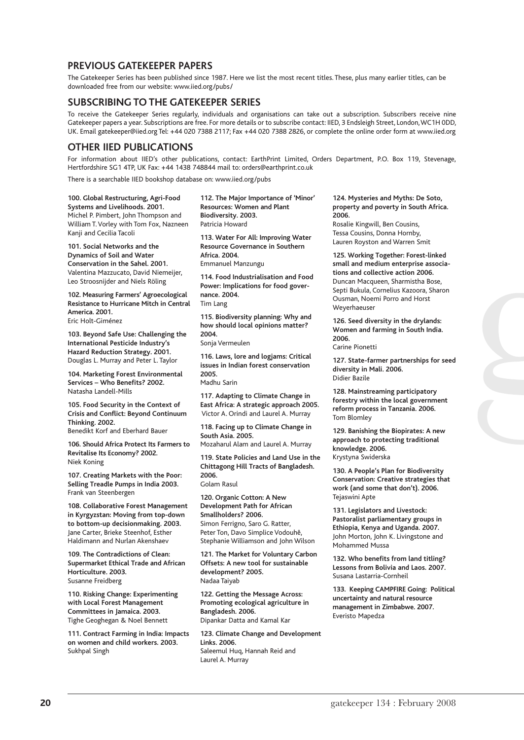## PREVIOUS GATEKEEPER PAPERS

The Gatekeeper Series has been published since 1987. Here we list the most recent titles. These, plus many earlier titles, can be downloaded free from our website: www.iied.org/pubs/

## SUBSCRIBING TO THE GATEKEEPER SERIES

To receive the Gatekeeper Series regularly, individuals and organisations can take out a subscription. Subscribers receive nine Gatekeeper papers a year. Subscriptions are free. For more details or to subscribe contact: IIED, 3 Endsleigh Street, London, WC1H 0DD, UK. Email gatekeeper@iied.org Tel: +44 020 7388 2117; Fax +44 020 7388 2826, or complete the online order form at www.iied.org

## OTHER IIED PUBLICATIONS

For information about IIED's other publications, contact: EarthPrint Limited, Orders Department, P.O. Box 119, Stevenage, Hertfordshire SG1 4TP, UK Fax: +44 1438 748844 mail to: orders@earthprint.co.uk

There is a searchable IIED bookshop database on: www.iied.org/pubs

**100. Global Restructuring, Agri-Food Systems and Livelihoods. 2001.**
Michel P. Pimbert, John Thompson and William T. Vorley with Tom Fox, Nazneen Kanji and Cecilia Tacoli

**101. Social Networks and the Dynamics of Soil and Water Conservation in the Sahel. 2001.**
Valentina Mazzucato, David Niemeijer, Leo Stroosnijder and Niels Röling

**102. Measuring Farmers' Agroecological Resistance to Hurricane Mitch in Central America. 2001.**
Eric Holt-Giménez

**103. Beyond Safe Use: Challenging the International Pesticide Industry's Hazard Reduction Strategy. 2001.**
Douglas L. Murray and Peter L. Taylor

**104. Marketing Forest Environmental Services – Who Benefits? 2002.**
Natasha Landell-Mills

**105. Food Security in the Context of Crisis and Conflict: Beyond Continuum Thinking. 2002.**
Benedikt Korf and Eberhard Bauer

**106. Should Africa Protect Its Farmers to Revitalise Its Economy? 2002.**
Niek Koning

**107. Creating Markets with the Poor: Selling Treadle Pumps in India 2003.**
Frank van Steenbergen

**108. Collaborative Forest Management in Kyrgyzstan: Moving from top-down to bottom-up decisionmaking. 2003.**
Jane Carter, Brieke Steenhof, Esther Haldimann and Nurlan Akenshaev

**109. The Contradictions of Clean: Supermarket Ethical Trade and African Horticulture. 2003.**
Susanne Freidberg

**110. Risking Change: Experimenting with Local Forest Management Committees in Jamaica. 2003.**
Tighe Geoghegan & Noel Bennett

**111. Contract Farming in India: Impacts on women and child workers. 2003.**
Sukhpal Singh

**112. The Major Importance of 'Minor' Resources: Women and Plant Biodiversity. 2003.**
Patricia Howard

**113. Water For All: Improving Water Resource Governance in Southern Africa. 2004.**
Emmanuel Manzungu

**114. Food Industrialisation and Food Power: Implications for food governance. 2004.**
Tim Lang

**115. Biodiversity planning: Why and how should local opinions matter? 2004.**
Sonja Vermeulen

**116. Laws, lore and logjams: Critical issues in Indian forest conservation 2005.**
Madhu Sarin

**117. Adapting to Climate Change in East Africa: A strategic approach 2005.**
Victor A. Orindi and Laurel A. Murray

**118. Facing up to Climate Change in South Asia. 2005.**
Mozaharul Alam and Laurel A. Murray

**119. State Policies and Land Use in the Chittagong Hill Tracts of Bangladesh. 2006.**
Golam Rasul

**120. Organic Cotton: A New Development Path for African Smallholders? 2006.**
Simon Ferrigno, Saro G. Ratter, Peter Ton, Davo Simplice Vodouhê, Stephanie Williamson and John Wilson

**121. The Market for Voluntary Carbon Offsets: A new tool for sustainable development? 2005.**
Nadaa Taiyab

**122. Getting the Message Across: Promoting ecological agriculture in Bangladesh. 2006.**
Dipankar Datta and Kamal Kar

**123. Climate Change and Development Links. 2006.**
Saleemul Huq, Hannah Reid and Laurel A. Murray

**124. Mysteries and Myths: De Soto, property and poverty in South Africa. 2006.**
Rosalie Kingwill, Ben Cousins, Tessa Cousins, Donna Hornby, Lauren Royston and Warren Smit

**125. Working Together: Forest-linked small and medium enterprise associations and collective action 2006.**
Duncan Macqueen, Sharmistha Bose, Septi Bukula, Cornelius Kazoora, Sharon Ousman, Noemi Porro and Horst Weyerhaeuser

**126. Seed diversity in the drylands: Women and farming in South India. 2006.**
Carine Pionetti

**127. State-farmer partnerships for seed diversity in Mali. 2006.**
Didier Bazile

**128. Mainstreaming participatory forestry within the local government reform process in Tanzania. 2006.**
Tom Blomley

**129. Banishing the Biopirates: A new approach to protecting traditional knowledge. 2006.**
Krystyna Swiderska

**130. A People's Plan for Biodiversity Conservation: Creative strategies that work (and some that don't). 2006.**
Tejaswini Apte

**131. Legislators and Livestock: Pastoralist parliamentary groups in Ethiopia, Kenya and Uganda. 2007.**
John Morton, John K. Livingstone and Mohammed Mussa

**132. Who benefits from land titling? Lessons from Bolivia and Laos. 2007.**
Susana Lastarria-Cornheil

**133. Keeping CAMPFIRE Going: Political uncertainty and natural resource management in Zimbabwe. 2007.**
Everisto Mapedza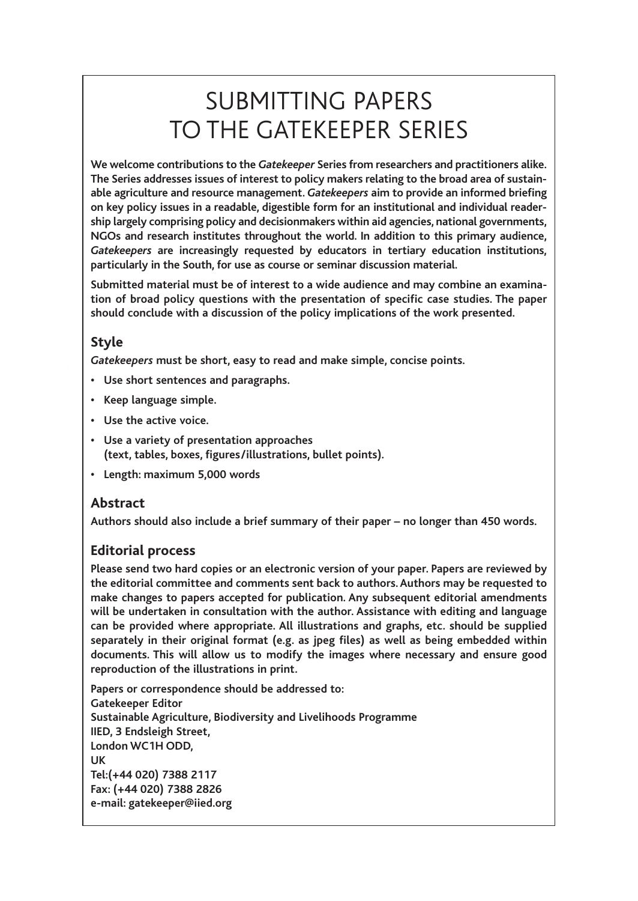# SUBMITTING PAPERS TO THE GATEKEEPER SERIES

**We welcome contributions to the *Gatekeeper* Series from researchers and practitioners alike. The Series addresses issues of interest to policy makers relating to the broad area of sustainable agriculture and resource management. *Gatekeepers* aim to provide an informed briefing on key policy issues in a readable, digestible form for an institutional and individual readership largely comprising policy and decisionmakers within aid agencies, national governments, NGOs and research institutes throughout the world. In addition to this primary audience, *Gatekeepers* are increasingly requested by educators in tertiary education institutions, particularly in the South, for use as course or seminar discussion material.**

**Submitted material must be of interest to a wide audience and may combine an examination of broad policy questions with the presentation of specific case studies. The paper should conclude with a discussion of the policy implications of the work presented.**

## Style

***Gatekeepers* must be short, easy to read and make simple, concise points.**

- **Use short sentences and paragraphs.**
- **Keep language simple.**
- **Use the active voice.**
- **Use a variety of presentation approaches (text, tables, boxes, figures/illustrations, bullet points).**
- **Length: maximum 5,000 words**

## Abstract

**Authors should also include a brief summary of their paper – no longer than 450 words.**

## Editorial process

**Please send two hard copies or an electronic version of your paper. Papers are reviewed by the editorial committee and comments sent back to authors. Authors may be requested to make changes to papers accepted for publication. Any subsequent editorial amendments will be undertaken in consultation with the author. Assistance with editing and language can be provided where appropriate. All illustrations and graphs, etc. should be supplied separately in their original format (e.g. as jpeg files) as well as being embedded within documents. This will allow us to modify the images where necessary and ensure good reproduction of the illustrations in print.**

**Papers or correspondence should be addressed to:**
**Gatekeeper Editor**
**Sustainable Agriculture, Biodiversity and Livelihoods Programme**
**IIED, 3 Endsleigh Street,**
**London WC1H ODD,**
**UK**
**Tel:(+44 020) 7388 2117**
**Fax: (+44 020) 7388 2826**
**e-mail: gatekeeper@iied.org**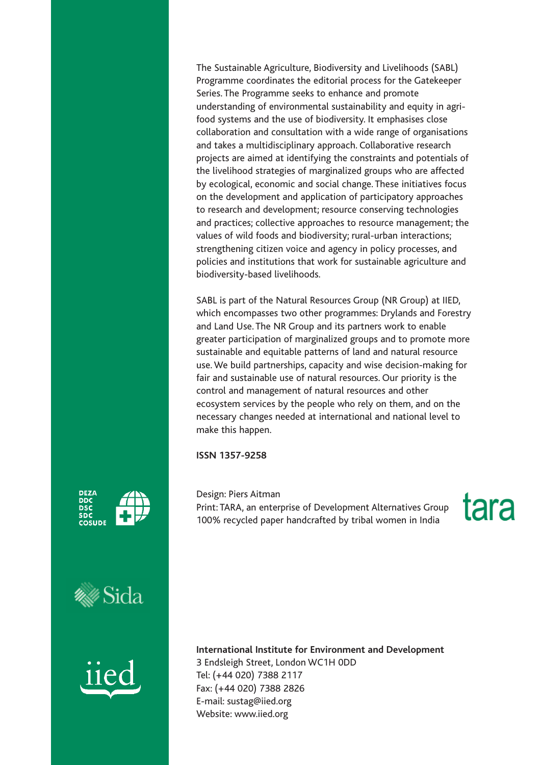The Sustainable Agriculture, Biodiversity and Livelihoods (SABL) Programme coordinates the editorial process for the Gatekeeper Series. The Programme seeks to enhance and promote understanding of environmental sustainability and equity in agri-food systems and the use of biodiversity. It emphasises close collaboration and consultation with a wide range of organisations and takes a multidisciplinary approach. Collaborative research projects are aimed at identifying the constraints and potentials of the livelihood strategies of marginalized groups who are affected by ecological, economic and social change. These initiatives focus on the development and application of participatory approaches to research and development; resource conserving technologies and practices; collective approaches to resource management; the values of wild foods and biodiversity; rural-urban interactions; strengthening citizen voice and agency in policy processes, and policies and institutions that work for sustainable agriculture and biodiversity-based livelihoods.

SABL is part of the Natural Resources Group (NR Group) at IIED, which encompasses two other programmes: Drylands and Forestry and Land Use. The NR Group and its partners work to enable greater participation of marginalized groups and to promote more sustainable and equitable patterns of land and natural resource use. We build partnerships, capacity and wise decision-making for fair and sustainable use of natural resources. Our priority is the control and management of natural resources and other ecosystem services by the people who rely on them, and on the necessary changes needed at international and national level to make this happen.

**ISSN 1357-9258**

DEZA
DDC
DSC
SDC
COSUDE

Design: Piers Aitman
Print: TARA, an enterprise of Development Alternatives Group
100% recycled paper handcrafted by tribal women in India

tara

Sida

iied

**International Institute for Environment and Development**
3 Endsleigh Street, London WC1H 0DD
Tel: (+44 020) 7388 2117
Fax: (+44 020) 7388 2826
E-mail: sustag@iied.org
Website: www.iied.org